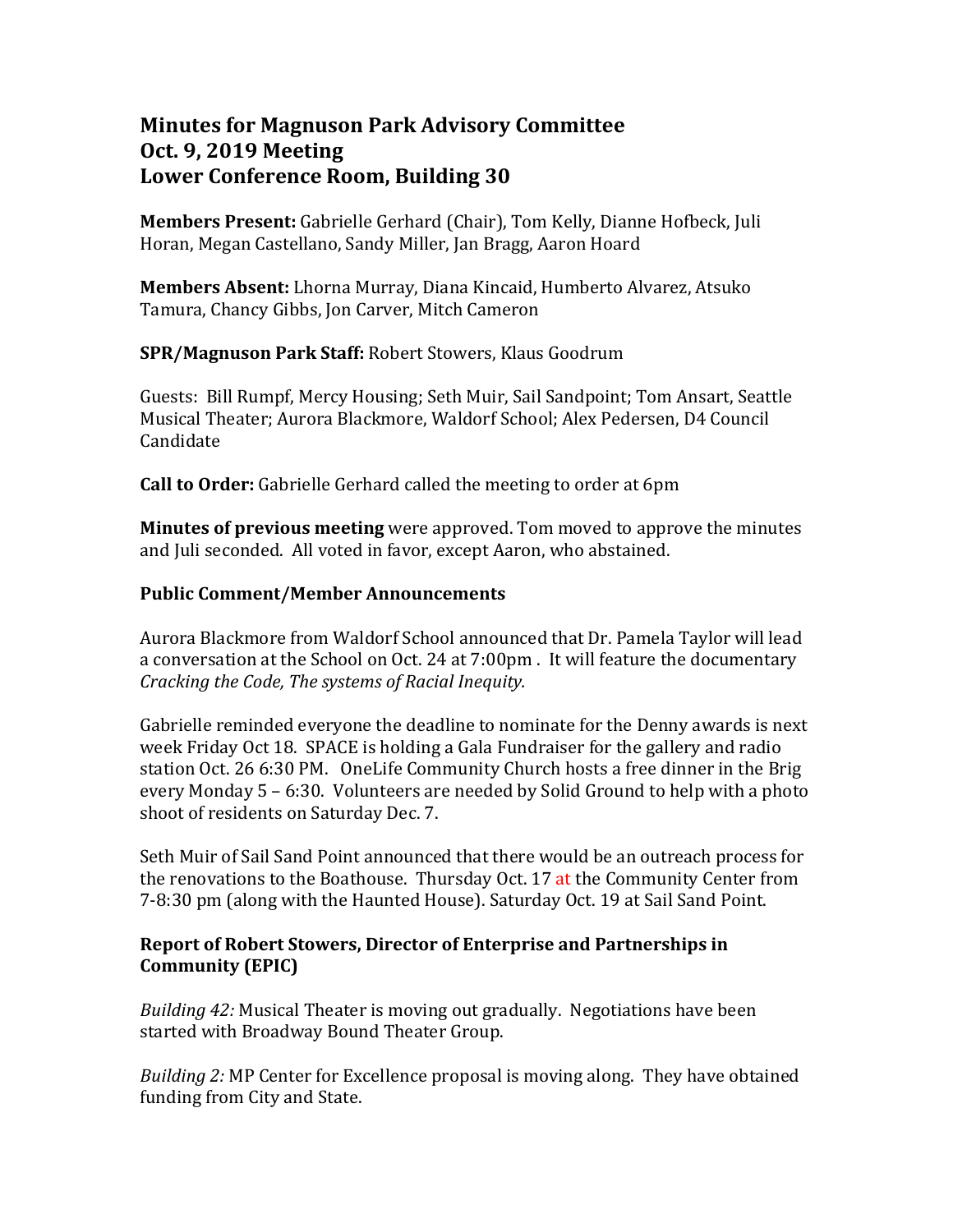# Minutes for Magnuson Park Advisory Committee
# Oct. 9, 2019 Meeting
# Lower Conference Room, Building 30

**Members Present:** Gabrielle Gerhard (Chair), Tom Kelly, Dianne Hofbeck, Juli Horan, Megan Castellano, Sandy Miller, Jan Bragg, Aaron Hoard

**Members Absent:** Lhorna Murray, Diana Kincaid, Humberto Alvarez, Atsuko Tamura, Chancy Gibbs, Jon Carver, Mitch Cameron

**SPR/Magnuson Park Staff:** Robert Stowers, Klaus Goodrum

Guests: Bill Rumpf, Mercy Housing; Seth Muir, Sail Sandpoint; Tom Ansart, Seattle Musical Theater; Aurora Blackmore, Waldorf School; Alex Pedersen, D4 Council Candidate

**Call to Order:** Gabrielle Gerhard called the meeting to order at 6pm

**Minutes of previous meeting** were approved. Tom moved to approve the minutes and Juli seconded. All voted in favor, except Aaron, who abstained.

## Public Comment/Member Announcements

Aurora Blackmore from Waldorf School announced that Dr. Pamela Taylor will lead a conversation at the School on Oct. 24 at 7:00pm . It will feature the documentary *Cracking the Code, The systems of Racial Inequity.*

Gabrielle reminded everyone the deadline to nominate for the Denny awards is next week Friday Oct 18. SPACE is holding a Gala Fundraiser for the gallery and radio station Oct. 26 6:30 PM. OneLife Community Church hosts a free dinner in the Brig every Monday 5 – 6:30. Volunteers are needed by Solid Ground to help with a photo shoot of residents on Saturday Dec. 7.

Seth Muir of Sail Sand Point announced that there would be an outreach process for the renovations to the Boathouse. Thursday Oct. 17 at the Community Center from 7-8:30 pm (along with the Haunted House). Saturday Oct. 19 at Sail Sand Point.

## Report of Robert Stowers, Director of Enterprise and Partnerships in Community (EPIC)

*Building 42:* Musical Theater is moving out gradually. Negotiations have been started with Broadway Bound Theater Group.

*Building 2:* MP Center for Excellence proposal is moving along. They have obtained funding from City and State.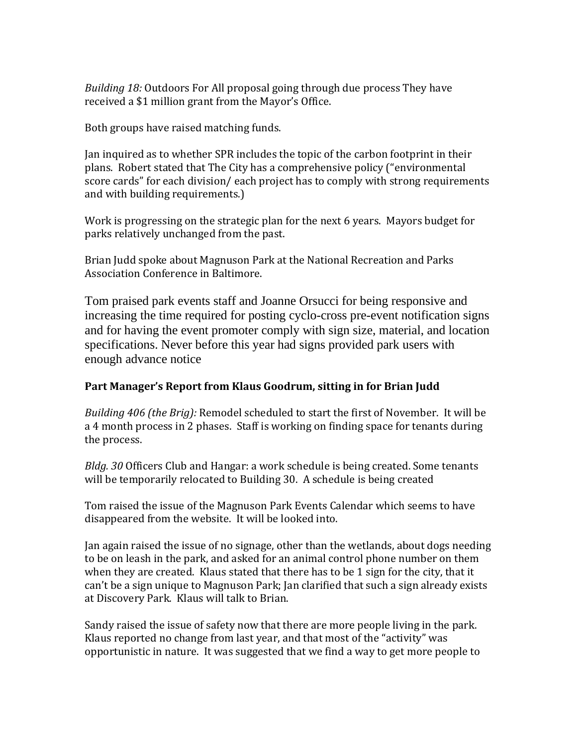*Building 18:* Outdoors For All proposal going through due process They have received a $1 million grant from the Mayor's Office.

Both groups have raised matching funds.

Jan inquired as to whether SPR includes the topic of the carbon footprint in their plans. Robert stated that The City has a comprehensive policy ("environmental score cards" for each division/ each project has to comply with strong requirements and with building requirements.)

Work is progressing on the strategic plan for the next 6 years. Mayors budget for parks relatively unchanged from the past.

Brian Judd spoke about Magnuson Park at the National Recreation and Parks Association Conference in Baltimore.

Tom praised park events staff and Joanne Orsucci for being responsive and increasing the time required for posting cyclo-cross pre-event notification signs and for having the event promoter comply with sign size, material, and location specifications. Never before this year had signs provided park users with enough advance notice

**Part Manager's Report from Klaus Goodrum, sitting in for Brian Judd**

*Building 406 (the Brig):* Remodel scheduled to start the first of November. It will be a 4 month process in 2 phases. Staff is working on finding space for tenants during the process.

*Bldg. 30* Officers Club and Hangar: a work schedule is being created. Some tenants will be temporarily relocated to Building 30. A schedule is being created

Tom raised the issue of the Magnuson Park Events Calendar which seems to have disappeared from the website. It will be looked into.

Jan again raised the issue of no signage, other than the wetlands, about dogs needing to be on leash in the park, and asked for an animal control phone number on them when they are created. Klaus stated that there has to be 1 sign for the city, that it can't be a sign unique to Magnuson Park; Jan clarified that such a sign already exists at Discovery Park. Klaus will talk to Brian.

Sandy raised the issue of safety now that there are more people living in the park. Klaus reported no change from last year, and that most of the "activity" was opportunistic in nature. It was suggested that we find a way to get more people to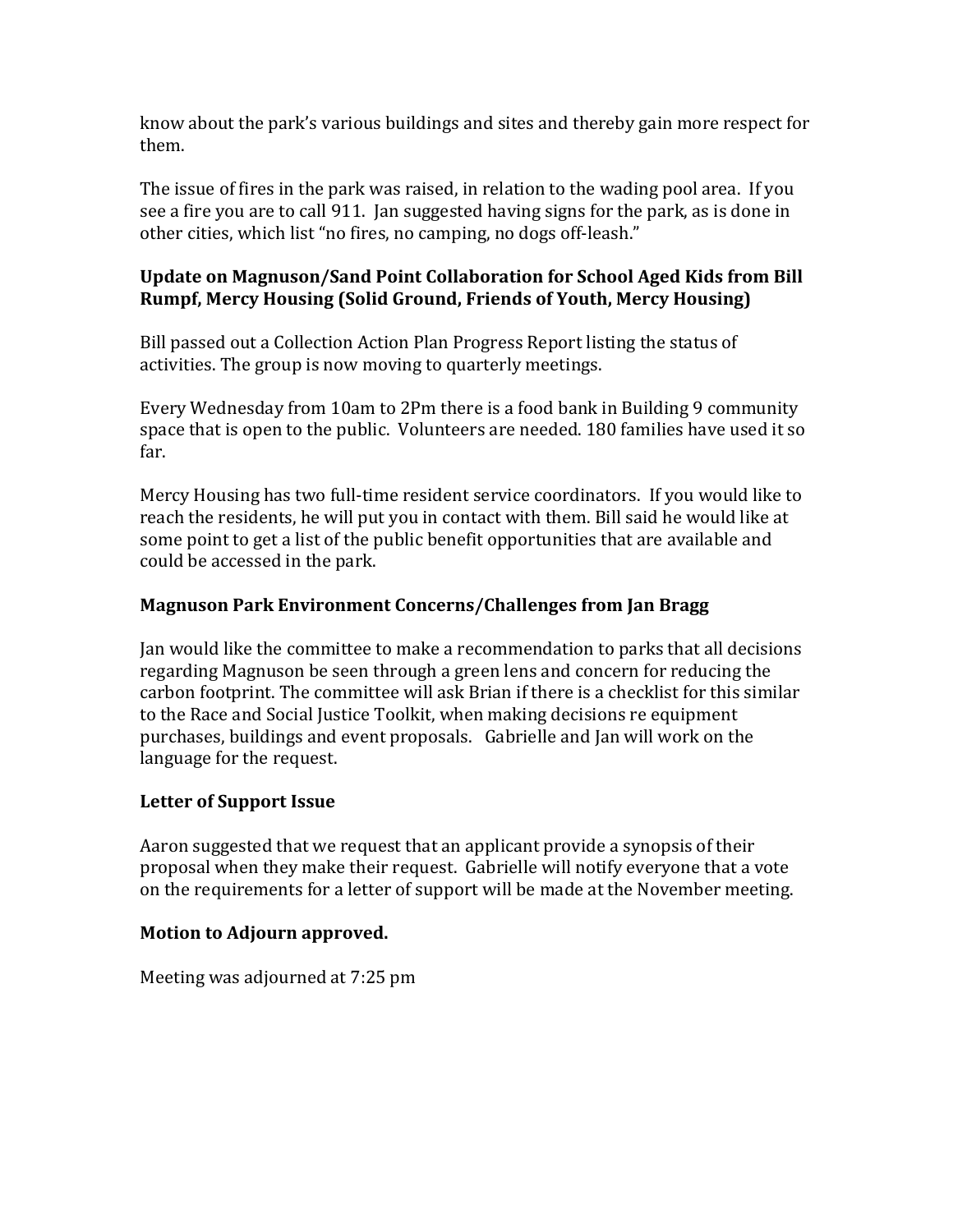know about the park's various buildings and sites and thereby gain more respect for them.

The issue of fires in the park was raised, in relation to the wading pool area. If you see a fire you are to call 911. Jan suggested having signs for the park, as is done in other cities, which list "no fires, no camping, no dogs off-leash."

**Update on Magnuson/Sand Point Collaboration for School Aged Kids from Bill Rumpf, Mercy Housing (Solid Ground, Friends of Youth, Mercy Housing)**

Bill passed out a Collection Action Plan Progress Report listing the status of activities. The group is now moving to quarterly meetings.

Every Wednesday from 10am to 2Pm there is a food bank in Building 9 community space that is open to the public. Volunteers are needed. 180 families have used it so far.

Mercy Housing has two full-time resident service coordinators. If you would like to reach the residents, he will put you in contact with them. Bill said he would like at some point to get a list of the public benefit opportunities that are available and could be accessed in the park.

**Magnuson Park Environment Concerns/Challenges from Jan Bragg**

Jan would like the committee to make a recommendation to parks that all decisions regarding Magnuson be seen through a green lens and concern for reducing the carbon footprint. The committee will ask Brian if there is a checklist for this similar to the Race and Social Justice Toolkit, when making decisions re equipment purchases, buildings and event proposals. Gabrielle and Jan will work on the language for the request.

**Letter of Support Issue**

Aaron suggested that we request that an applicant provide a synopsis of their proposal when they make their request. Gabrielle will notify everyone that a vote on the requirements for a letter of support will be made at the November meeting.

**Motion to Adjourn approved.**

Meeting was adjourned at 7:25 pm